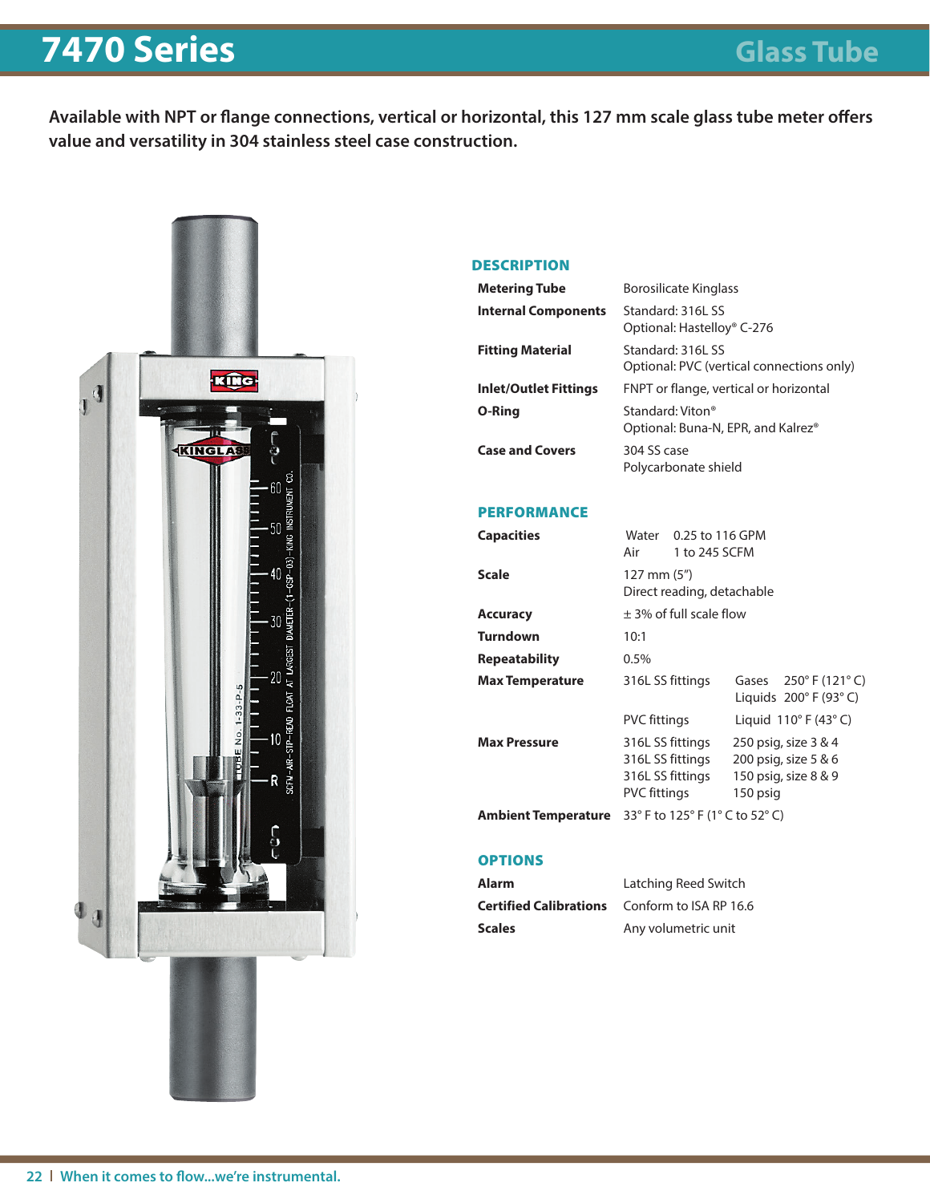# 7470 Series

## Glass Tube

**Available with NPT or flange connections, vertical or horizontal, this 127 mm scale glass tube meter offers value and versatility in 304 stainless steel case construction.**

### DESCRIPTION

| | |
|---|---|
| **Metering Tube** | Borosilicate Kinglass |
| **Internal Components** | Standard: 316L SS<br>Optional: Hastelloy® C-276 |
| **Fitting Material** | Standard: 316L SS<br>Optional: PVC (vertical connections only) |
| **Inlet/Outlet Fittings** | FNPT or flange, vertical or horizontal |
| **O-Ring** | Standard: Viton®<br>Optional: Buna-N, EPR, and Kalrez® |
| **Case and Covers** | 304 SS case<br>Polycarbonate shield |

### PERFORMANCE

| | | |
|---|---|---|
| **Capacities** | Water | 0.25 to 116 GPM |
| | Air | 1 to 245 SCFM |
| **Scale** | 127 mm (5")<br>Direct reading, detachable | |
| **Accuracy** | ± 3% of full scale flow | |
| **Turndown** | 10:1 | |
| **Repeatability** | 0.5% | |
| **Max Temperature** | 316L SS fittings | Gases 250° F (121° C)<br>Liquids 200° F (93° C) |
| | PVC fittings | Liquid 110° F (43° C) |
| **Max Pressure** | 316L SS fittings | 250 psig, size 3 & 4 |
| | 316L SS fittings | 200 psig, size 5 & 6 |
| | 316L SS fittings | 150 psig, size 8 & 9 |
| | PVC fittings | 150 psig |
| **Ambient Temperature** | 33° F to 125° F (1° C to 52° C) | |

### OPTIONS

| | |
|---|---|
| **Alarm** | Latching Reed Switch |
| **Certified Calibrations** | Conform to ISA RP 16.6 |
| **Scales** | Any volumetric unit |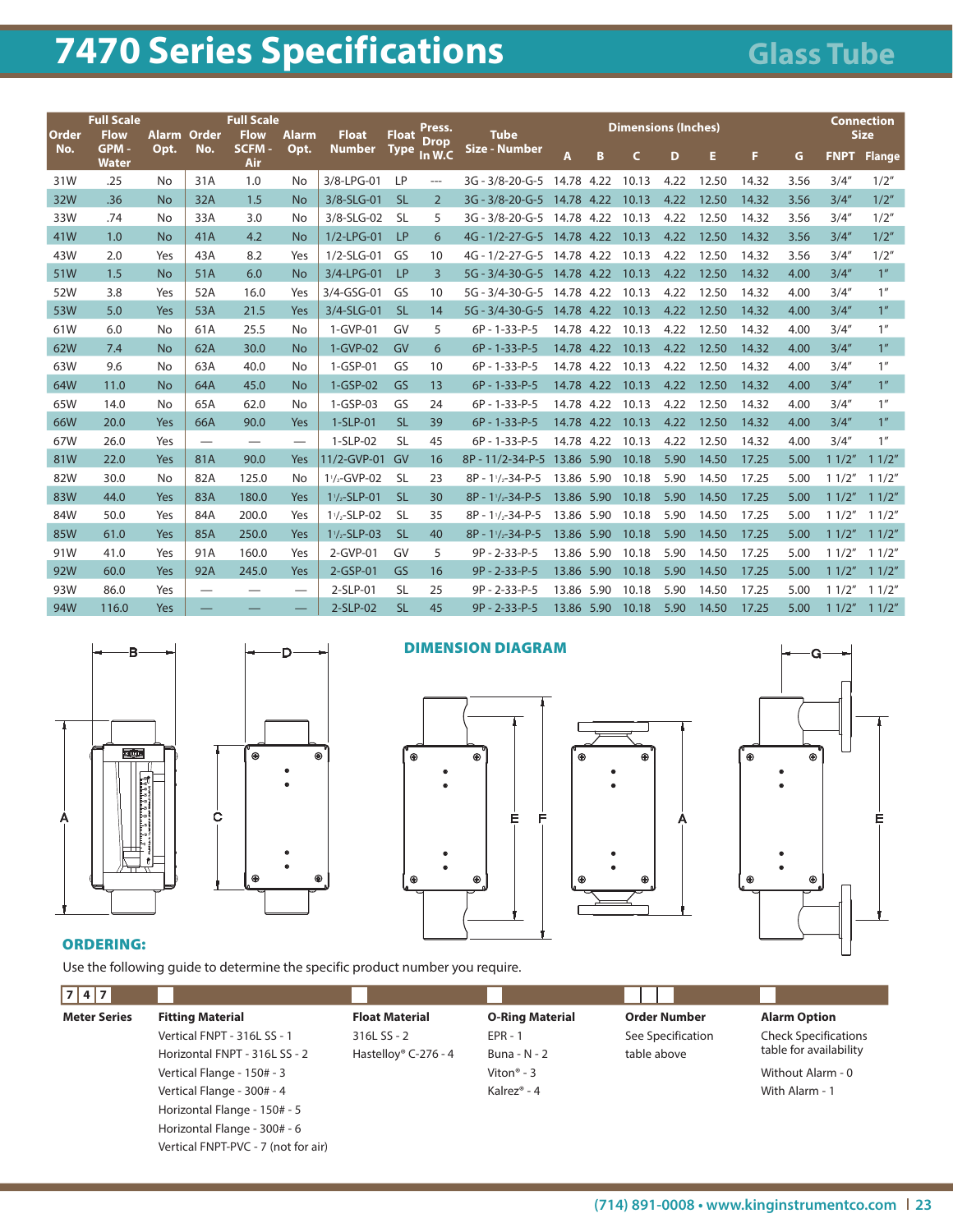# 7470 Series Specifications

## Glass Tube

| Order No. | Full Scale Flow GPM - Water | Alarm Opt. | Order No. | Full Scale Flow SCFM - Air | Alarm Opt. | Float Number | Float Type | Press. Drop In W.C | Tube Size - Number | Dimensions (Inches) A | B | C | D | E | F | G | Connection Size FNPT | Flange |
|---|---|---|---|---|---|---|---|---|---|---|---|---|---|---|---|---|---|---|
| 31W | .25 | No | 31A | 1.0 | No | 3/8-LPG-01 | LP | --- | 3G - 3/8-20-G-5 | 14.78 | 4.22 | 10.13 | 4.22 | 12.50 | 14.32 | 3.56 | 3/4" | 1/2" |
| 32W | .36 | No | 32A | 1.5 | No | 3/8-SLG-01 | SL | 2 | 3G - 3/8-20-G-5 | 14.78 | 4.22 | 10.13 | 4.22 | 12.50 | 14.32 | 3.56 | 3/4" | 1/2" |
| 33W | .74 | No | 33A | 3.0 | No | 3/8-SLG-02 | SL | 5 | 3G - 3/8-20-G-5 | 14.78 | 4.22 | 10.13 | 4.22 | 12.50 | 14.32 | 3.56 | 3/4" | 1/2" |
| 41W | 1.0 | No | 41A | 4.2 | No | 1/2-LPG-01 | LP | 6 | 4G - 1/2-27-G-5 | 14.78 | 4.22 | 10.13 | 4.22 | 12.50 | 14.32 | 3.56 | 3/4" | 1/2" |
| 43W | 2.0 | Yes | 43A | 8.2 | Yes | 1/2-SLG-01 | GS | 10 | 4G - 1/2-27-G-5 | 14.78 | 4.22 | 10.13 | 4.22 | 12.50 | 14.32 | 3.56 | 3/4" | 1/2" |
| 51W | 1.5 | No | 51A | 6.0 | No | 3/4-LPG-01 | LP | 3 | 5G - 3/4-30-G-5 | 14.78 | 4.22 | 10.13 | 4.22 | 12.50 | 14.32 | 4.00 | 3/4" | 1" |
| 52W | 3.8 | Yes | 52A | 16.0 | Yes | 3/4-GSG-01 | GS | 10 | 5G - 3/4-30-G-5 | 14.78 | 4.22 | 10.13 | 4.22 | 12.50 | 14.32 | 4.00 | 3/4" | 1" |
| 53W | 5.0 | Yes | 53A | 21.5 | Yes | 3/4-SLG-01 | SL | 14 | 5G - 3/4-30-G-5 | 14.78 | 4.22 | 10.13 | 4.22 | 12.50 | 14.32 | 4.00 | 3/4" | 1" |
| 61W | 6.0 | No | 61A | 25.5 | No | 1-GVP-01 | GV | 5 | 6P - 1-33-P-5 | 14.78 | 4.22 | 10.13 | 4.22 | 12.50 | 14.32 | 4.00 | 3/4" | 1" |
| 62W | 7.4 | No | 62A | 30.0 | No | 1-GVP-02 | GV | 6 | 6P - 1-33-P-5 | 14.78 | 4.22 | 10.13 | 4.22 | 12.50 | 14.32 | 4.00 | 3/4" | 1" |
| 63W | 9.6 | No | 63A | 40.0 | No | 1-GSP-01 | GS | 10 | 6P - 1-33-P-5 | 14.78 | 4.22 | 10.13 | 4.22 | 12.50 | 14.32 | 4.00 | 3/4" | 1" |
| 64W | 11.0 | No | 64A | 45.0 | No | 1-GSP-02 | GS | 13 | 6P - 1-33-P-5 | 14.78 | 4.22 | 10.13 | 4.22 | 12.50 | 14.32 | 4.00 | 3/4" | 1" |
| 65W | 14.0 | No | 65A | 62.0 | No | 1-GSP-03 | GS | 24 | 6P - 1-33-P-5 | 14.78 | 4.22 | 10.13 | 4.22 | 12.50 | 14.32 | 4.00 | 3/4" | 1" |
| 66W | 20.0 | Yes | 66A | 90.0 | Yes | 1-SLP-01 | SL | 39 | 6P - 1-33-P-5 | 14.78 | 4.22 | 10.13 | 4.22 | 12.50 | 14.32 | 4.00 | 3/4" | 1" |
| 67W | 26.0 | Yes | — | — | — | 1-SLP-02 | SL | 45 | 6P - 1-33-P-5 | 14.78 | 4.22 | 10.13 | 4.22 | 12.50 | 14.32 | 4.00 | 3/4" | 1" |
| 81W | 22.0 | Yes | 81A | 90.0 | Yes | 11/2-GVP-01 | GV | 16 | 8P - 11/2-34-P-5 | 13.86 | 5.90 | 10.18 | 5.90 | 14.50 | 17.25 | 5.00 | 1 1/2" | 1 1/2" |
| 82W | 30.0 | No | 82A | 125.0 | No | 1 1/2-GVP-02 | SL | 23 | 8P - 1 1/2-34-P-5 | 13.86 | 5.90 | 10.18 | 5.90 | 14.50 | 17.25 | 5.00 | 1 1/2" | 1 1/2" |
| 83W | 44.0 | Yes | 83A | 180.0 | Yes | 1 1/2-SLP-01 | SL | 30 | 8P - 1 1/2-34-P-5 | 13.86 | 5.90 | 10.18 | 5.90 | 14.50 | 17.25 | 5.00 | 1 1/2" | 1 1/2" |
| 84W | 50.0 | Yes | 84A | 200.0 | Yes | 1 1/2-SLP-02 | SL | 35 | 8P - 1 1/2-34-P-5 | 13.86 | 5.90 | 10.18 | 5.90 | 14.50 | 17.25 | 5.00 | 1 1/2" | 1 1/2" |
| 85W | 61.0 | Yes | 85A | 250.0 | Yes | 1 1/2-SLP-03 | SL | 40 | 8P - 1 1/2-34-P-5 | 13.86 | 5.90 | 10.18 | 5.90 | 14.50 | 17.25 | 5.00 | 1 1/2" | 1 1/2" |
| 91W | 41.0 | Yes | 91A | 160.0 | Yes | 2-GVP-01 | GV | 5 | 9P - 2-33-P-5 | 13.86 | 5.90 | 10.18 | 5.90 | 14.50 | 17.25 | 5.00 | 1 1/2" | 1 1/2" |
| 92W | 60.0 | Yes | 92A | 245.0 | Yes | 2-GSP-01 | GS | 16 | 9P - 2-33-P-5 | 13.86 | 5.90 | 10.18 | 5.90 | 14.50 | 17.25 | 5.00 | 1 1/2" | 1 1/2" |
| 93W | 86.0 | Yes | — | — | — | 2-SLP-01 | SL | 25 | 9P - 2-33-P-5 | 13.86 | 5.90 | 10.18 | 5.90 | 14.50 | 17.25 | 5.00 | 1 1/2" | 1 1/2" |
| 94W | 116.0 | Yes | — | — | — | 2-SLP-02 | SL | 45 | 9P - 2-33-P-5 | 13.86 | 5.90 | 10.18 | 5.90 | 14.50 | 17.25 | 5.00 | 1 1/2" | 1 1/2" |

### DIMENSION DIAGRAM

B
D
A
C
E
F
A
G
E

### ORDERING:

Use the following guide to determine the specific product number you require.

7 4 7 | ☐ | ☐ | ☐ | ☐☐☐ | ☐

**Meter Series**

**Fitting Material**
- Vertical FNPT - 316L SS - 1
- Horizontal FNPT - 316L SS - 2
- Vertical Flange - 150# - 3
- Vertical Flange - 300# - 4
- Horizontal Flange - 150# - 5
- Horizontal Flange - 300# - 6
- Vertical FNPT-PVC - 7 (not for air)

**Float Material**
- 316L SS - 2
- Hastelloy® C-276 - 4

**O-Ring Material**
- EPR - 1
- Buna - N - 2
- Viton® - 3
- Kalrez® - 4

**Order Number**

See Specification table above

**Alarm Option**

Check Specifications table for availability

- Without Alarm - 0
- With Alarm - 1

(714) 891-0008 • www.kinginstrumentco.com